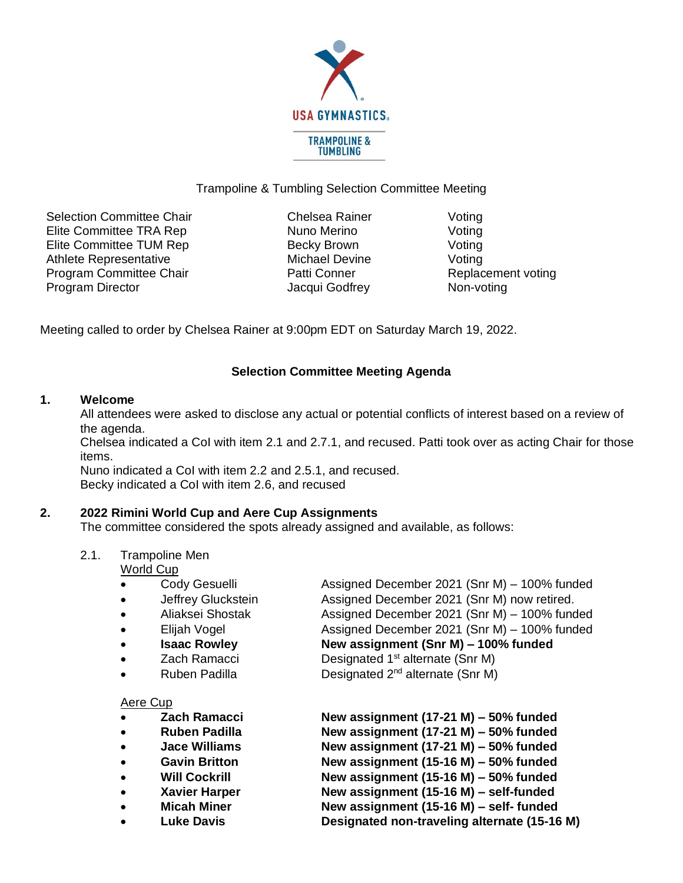# Trampoline & Tumbling Selection Committee Meeting

| | | |
|---|---|---|
| Selection Committee Chair | Chelsea Rainer | Voting |
| Elite Committee TRA Rep | Nuno Merino | Voting |
| Elite Committee TUM Rep | Becky Brown | Voting |
| Athlete Representative | Michael Devine | Voting |
| Program Committee Chair | Patti Conner | Replacement voting |
| Program Director | Jacqui Godfrey | Non-voting |

Meeting called to order by Chelsea Rainer at 9:00pm EDT on Saturday March 19, 2022.

## Selection Committee Meeting Agenda

### 1. Welcome

All attendees were asked to disclose any actual or potential conflicts of interest based on a review of the agenda.
Chelsea indicated a CoI with item 2.1 and 2.7.1, and recused. Patti took over as acting Chair for those items.
Nuno indicated a CoI with item 2.2 and 2.5.1, and recused.
Becky indicated a CoI with item 2.6, and recused

### 2. 2022 Rimini World Cup and Aere Cup Assignments

The committee considered the spots already assigned and available, as follows:

2.1. Trampoline Men

World Cup

- Cody Gesuelli — Assigned December 2021 (Snr M) – 100% funded
- Jeffrey Gluckstein — Assigned December 2021 (Snr M) now retired.
- Aliaksei Shostak — Assigned December 2021 (Snr M) – 100% funded
- Elijah Vogel — Assigned December 2021 (Snr M) – 100% funded
- **Isaac Rowley — New assignment (Snr M) – 100% funded**
- Zach Ramacci — Designated 1st alternate (Snr M)
- Ruben Padilla — Designated 2nd alternate (Snr M)

Aere Cup

- **Zach Ramacci — New assignment (17-21 M) – 50% funded**
- **Ruben Padilla — New assignment (17-21 M) – 50% funded**
- **Jace Williams — New assignment (17-21 M) – 50% funded**
- **Gavin Britton — New assignment (15-16 M) – 50% funded**
- **Will Cockrill — New assignment (15-16 M) – 50% funded**
- **Xavier Harper — New assignment (15-16 M) – self-funded**
- **Micah Miner — New assignment (15-16 M) – self- funded**
- **Luke Davis — Designated non-traveling alternate (15-16 M)**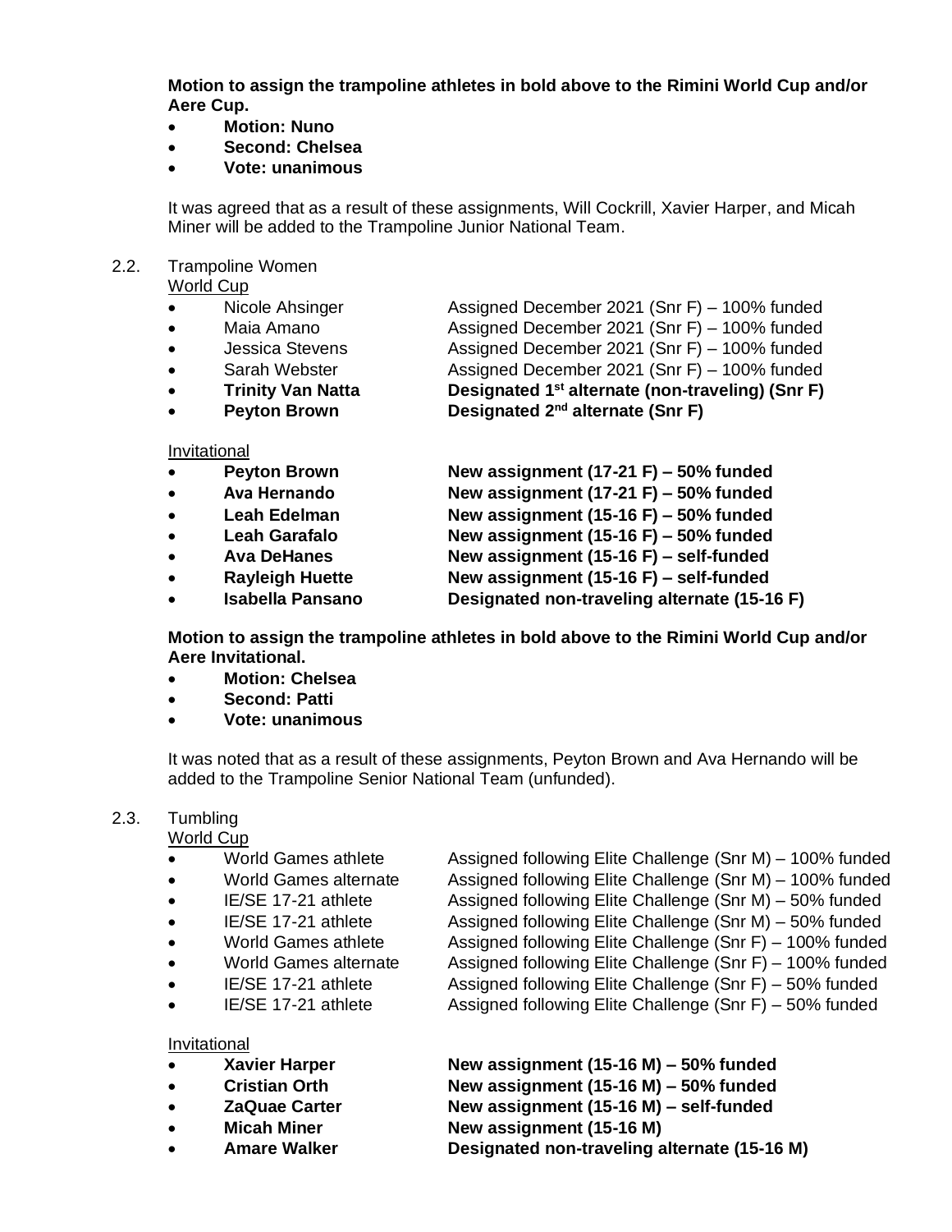**Motion to assign the trampoline athletes in bold above to the Rimini World Cup and/or Aere Cup.**

- **Motion: Nuno**
- **Second: Chelsea**
- **Vote: unanimous**

It was agreed that as a result of these assignments, Will Cockrill, Xavier Harper, and Micah Miner will be added to the Trampoline Junior National Team.

2.2. Trampoline Women

<u>World Cup</u>

- Nicole Ahsinger — Assigned December 2021 (Snr F) – 100% funded
- Maia Amano — Assigned December 2021 (Snr F) – 100% funded
- Jessica Stevens — Assigned December 2021 (Snr F) – 100% funded
- Sarah Webster — Assigned December 2021 (Snr F) – 100% funded
- **Trinity Van Natta — Designated 1st alternate (non-traveling) (Snr F)**
- **Peyton Brown — Designated 2nd alternate (Snr F)**

<u>Invitational</u>

- **Peyton Brown — New assignment (17-21 F) – 50% funded**
- **Ava Hernando — New assignment (17-21 F) – 50% funded**
- **Leah Edelman — New assignment (15-16 F) – 50% funded**
- **Leah Garafalo — New assignment (15-16 F) – 50% funded**
- **Ava DeHanes — New assignment (15-16 F) – self-funded**
- **Rayleigh Huette — New assignment (15-16 F) – self-funded**
- **Isabella Pansano — Designated non-traveling alternate (15-16 F)**

**Motion to assign the trampoline athletes in bold above to the Rimini World Cup and/or Aere Invitational.**

- **Motion: Chelsea**
- **Second: Patti**
- **Vote: unanimous**

It was noted that as a result of these assignments, Peyton Brown and Ava Hernando will be added to the Trampoline Senior National Team (unfunded).

2.3. Tumbling

<u>World Cup</u>

- World Games athlete — Assigned following Elite Challenge (Snr M) – 100% funded
- World Games alternate — Assigned following Elite Challenge (Snr M) – 100% funded
- IE/SE 17-21 athlete — Assigned following Elite Challenge (Snr M) – 50% funded
- IE/SE 17-21 athlete — Assigned following Elite Challenge (Snr M) – 50% funded
- World Games athlete — Assigned following Elite Challenge (Snr F) – 100% funded
- World Games alternate — Assigned following Elite Challenge (Snr F) – 100% funded
- IE/SE 17-21 athlete — Assigned following Elite Challenge (Snr F) – 50% funded
- IE/SE 17-21 athlete — Assigned following Elite Challenge (Snr F) – 50% funded

<u>Invitational</u>

- **Xavier Harper — New assignment (15-16 M) – 50% funded**
- **Cristian Orth — New assignment (15-16 M) – 50% funded**
- **ZaQuae Carter — New assignment (15-16 M) – self-funded**
- **Micah Miner — New assignment (15-16 M)**
- **Amare Walker — Designated non-traveling alternate (15-16 M)**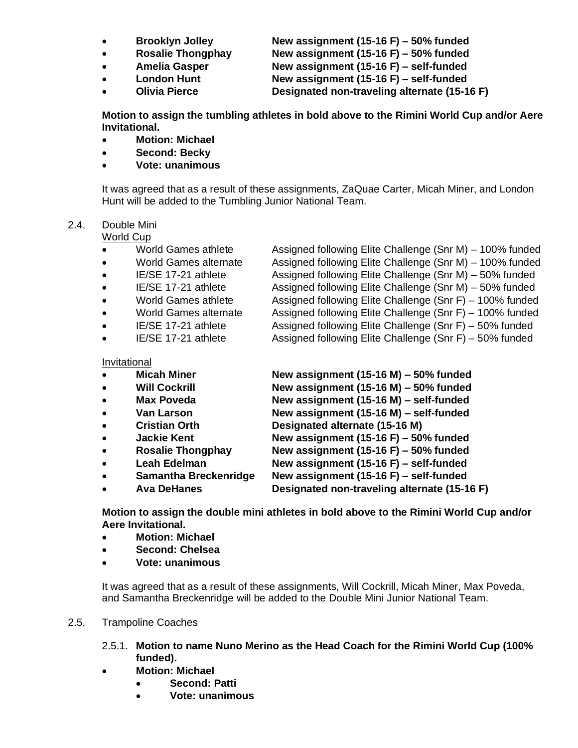- **Brooklyn Jolley** **New assignment (15-16 F) – 50% funded**
- **Rosalie Thongphay** **New assignment (15-16 F) – 50% funded**
- **Amelia Gasper** **New assignment (15-16 F) – self-funded**
- **London Hunt** **New assignment (15-16 F) – self-funded**
- **Olivia Pierce** **Designated non-traveling alternate (15-16 F)**

**Motion to assign the tumbling athletes in bold above to the Rimini World Cup and/or Aere Invitational.**

- **Motion: Michael**
- **Second: Becky**
- **Vote: unanimous**

It was agreed that as a result of these assignments, ZaQuae Carter, Micah Miner, and London Hunt will be added to the Tumbling Junior National Team.

2.4. Double Mini

World Cup

- World Games athlete Assigned following Elite Challenge (Snr M) – 100% funded
- World Games alternate Assigned following Elite Challenge (Snr M) – 100% funded
- IE/SE 17-21 athlete Assigned following Elite Challenge (Snr M) – 50% funded
- IE/SE 17-21 athlete Assigned following Elite Challenge (Snr M) – 50% funded
- World Games athlete Assigned following Elite Challenge (Snr F) – 100% funded
- World Games alternate Assigned following Elite Challenge (Snr F) – 100% funded
- IE/SE 17-21 athlete Assigned following Elite Challenge (Snr F) – 50% funded
- IE/SE 17-21 athlete Assigned following Elite Challenge (Snr F) – 50% funded

Invitational

- **Micah Miner** **New assignment (15-16 M) – 50% funded**
- **Will Cockrill** **New assignment (15-16 M) – 50% funded**
- **Max Poveda** **New assignment (15-16 M) – self-funded**
- **Van Larson** **New assignment (15-16 M) – self-funded**
- **Cristian Orth** **Designated alternate (15-16 M)**
- **Jackie Kent** **New assignment (15-16 F) – 50% funded**
- **Rosalie Thongphay** **New assignment (15-16 F) – 50% funded**
- **Leah Edelman** **New assignment (15-16 F) – self-funded**
- **Samantha Breckenridge** **New assignment (15-16 F) – self-funded**
- **Ava DeHanes** **Designated non-traveling alternate (15-16 F)**

**Motion to assign the double mini athletes in bold above to the Rimini World Cup and/or Aere Invitational.**

- **Motion: Michael**
- **Second: Chelsea**
- **Vote: unanimous**

It was agreed that as a result of these assignments, Will Cockrill, Micah Miner, Max Poveda, and Samantha Breckenridge will be added to the Double Mini Junior National Team.

2.5. Trampoline Coaches

2.5.1. **Motion to name Nuno Merino as the Head Coach for the Rimini World Cup (100% funded).**

- **Motion: Michael**
  - **Second: Patti**
  - **Vote: unanimous**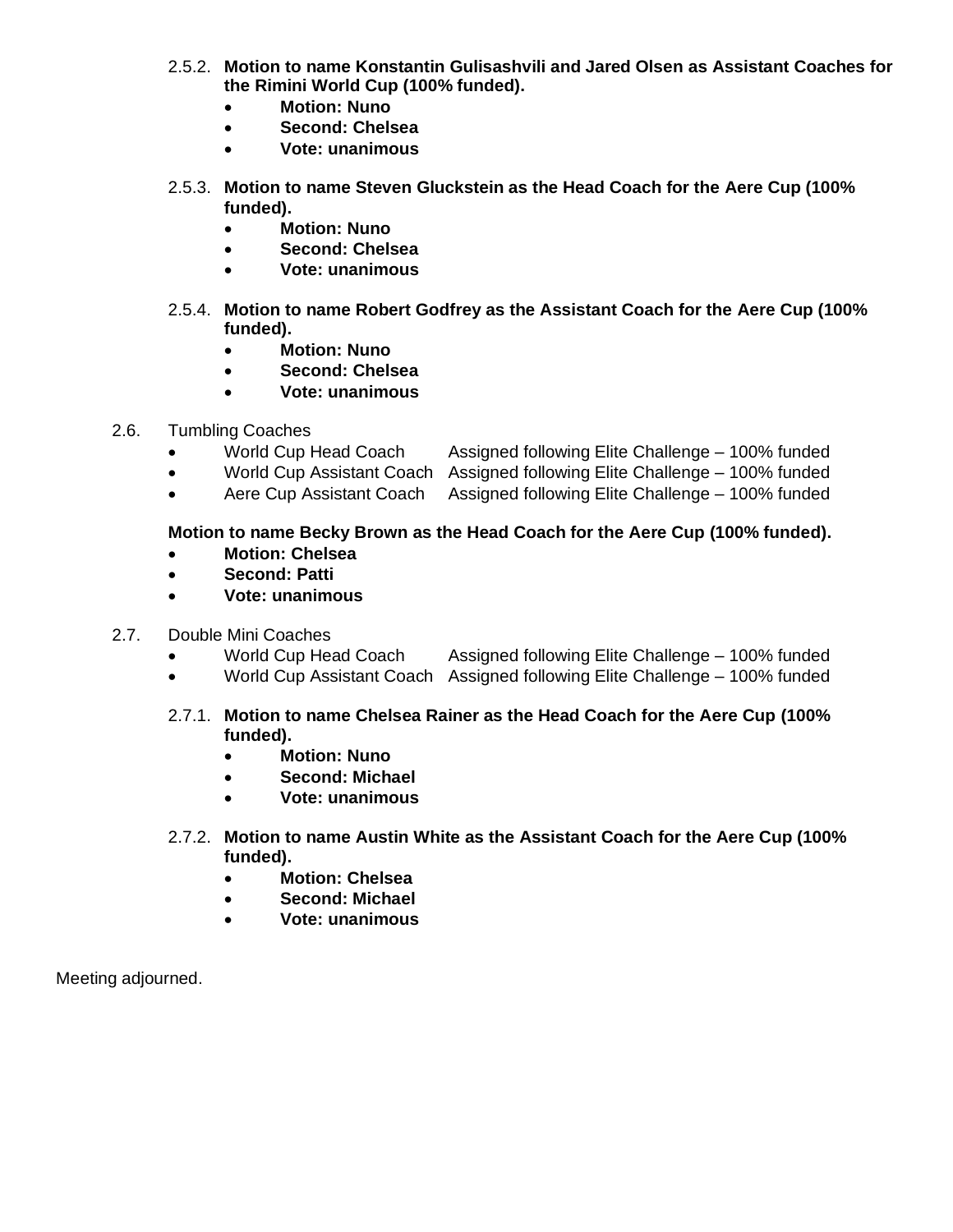2.5.2. **Motion to name Konstantin Gulisashvili and Jared Olsen as Assistant Coaches for the Rimini World Cup (100% funded).**

- **Motion: Nuno**
- **Second: Chelsea**
- **Vote: unanimous**

2.5.3. **Motion to name Steven Gluckstein as the Head Coach for the Aere Cup (100% funded).**

- **Motion: Nuno**
- **Second: Chelsea**
- **Vote: unanimous**

2.5.4. **Motion to name Robert Godfrey as the Assistant Coach for the Aere Cup (100% funded).**

- **Motion: Nuno**
- **Second: Chelsea**
- **Vote: unanimous**

2.6. Tumbling Coaches

- World Cup Head Coach — Assigned following Elite Challenge – 100% funded
- World Cup Assistant Coach — Assigned following Elite Challenge – 100% funded
- Aere Cup Assistant Coach — Assigned following Elite Challenge – 100% funded

**Motion to name Becky Brown as the Head Coach for the Aere Cup (100% funded).**

- **Motion: Chelsea**
- **Second: Patti**
- **Vote: unanimous**

2.7. Double Mini Coaches

- World Cup Head Coach — Assigned following Elite Challenge – 100% funded
- World Cup Assistant Coach — Assigned following Elite Challenge – 100% funded

2.7.1. **Motion to name Chelsea Rainer as the Head Coach for the Aere Cup (100% funded).**

- **Motion: Nuno**
- **Second: Michael**
- **Vote: unanimous**

2.7.2. **Motion to name Austin White as the Assistant Coach for the Aere Cup (100% funded).**

- **Motion: Chelsea**
- **Second: Michael**
- **Vote: unanimous**

Meeting adjourned.